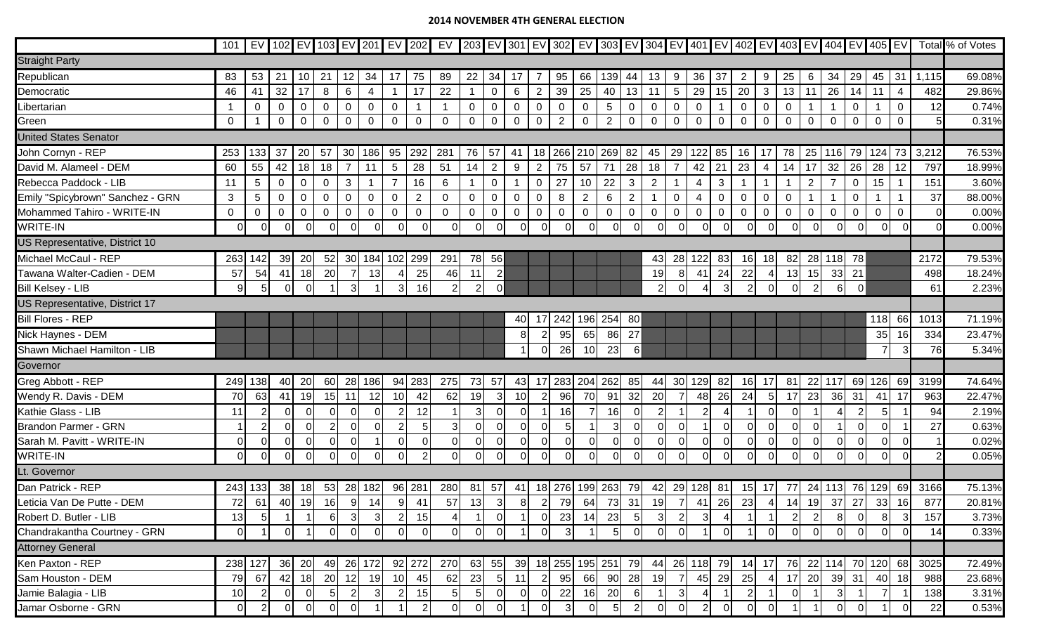# 2014 NOVEMBER 4TH GENERAL ELECTION

| | 101 | EV | 102 | EV | 103 | EV | 201 | EV | 202 | EV | 203 | EV | 301 | EV | 302 | EV | 303 | EV | 304 | EV | 401 | EV | 402 | EV | 403 | EV | 404 | EV | 405 | EV | Total | % of Votes |
|---|---|---|---|---|---|---|---|---|---|---|---|---|---|---|---|---|---|---|---|---|---|---|---|---|---|---|---|---|---|---|---|---|
| Straight Party | | | | | | | | | | | | | | | | | | | | | | | | | | | | | | | | |
| Republican | 83 | 53 | 21 | 10 | 21 | 12 | 34 | 17 | 75 | 89 | 22 | 34 | 17 | 7 | 95 | 66 | 139 | 44 | 13 | 9 | 36 | 37 | 2 | 9 | 25 | 6 | 34 | 29 | 45 | 31 | 1,115 | 69.08% |
| Democratic | 46 | 41 | 32 | 17 | 8 | 6 | 4 | 1 | 17 | 22 | 1 | 0 | 6 | 2 | 39 | 25 | 40 | 13 | 11 | 5 | 29 | 15 | 20 | 3 | 13 | 11 | 26 | 14 | 11 | 4 | 482 | 29.86% |
| Libertarian | 1 | 0 | 0 | 0 | 0 | 0 | 0 | 0 | 1 | 1 | 0 | 0 | 0 | 0 | 0 | 0 | 5 | 0 | 0 | 0 | 0 | 1 | 0 | 0 | 0 | 1 | 1 | 0 | 1 | 0 | 12 | 0.74% |
| Green | 0 | 1 | 0 | 0 | 0 | 0 | 0 | 0 | 0 | 0 | 0 | 0 | 0 | 0 | 2 | 0 | 2 | 0 | 0 | 0 | 0 | 0 | 0 | 0 | 0 | 0 | 0 | 0 | 0 | 0 | 5 | 0.31% |
| United States Senator | | | | | | | | | | | | | | | | | | | | | | | | | | | | | | | | |
| John Cornyn - REP | 253 | 133 | 37 | 20 | 57 | 30 | 186 | 95 | 292 | 281 | 76 | 57 | 41 | 18 | 266 | 210 | 269 | 82 | 45 | 29 | 122 | 85 | 16 | 17 | 78 | 25 | 116 | 79 | 124 | 73 | 3,212 | 76.53% |
| David M. Alameel - DEM | 60 | 55 | 42 | 18 | 18 | 7 | 11 | 5 | 28 | 51 | 14 | 2 | 9 | 2 | 75 | 57 | 71 | 28 | 18 | 7 | 42 | 21 | 23 | 4 | 14 | 17 | 32 | 26 | 28 | 12 | 797 | 18.99% |
| Rebecca Paddock - LIB | 11 | 5 | 0 | 0 | 0 | 3 | 1 | 7 | 16 | 6 | 1 | 0 | 1 | 0 | 27 | 10 | 22 | 3 | 2 | 1 | 4 | 3 | 1 | 1 | 1 | 2 | 7 | 0 | 15 | 1 | 151 | 3.60% |
| Emily "Spicybrown" Sanchez - GRN | 3 | 5 | 0 | 0 | 0 | 0 | 0 | 0 | 2 | 0 | 0 | 0 | 0 | 0 | 8 | 2 | 6 | 2 | 1 | 0 | 4 | 0 | 0 | 0 | 0 | 1 | 1 | 0 | 1 | 1 | 37 | 88.00% |
| Mohammed Tahiro - WRITE-IN | 0 | 0 | 0 | 0 | 0 | 0 | 0 | 0 | 0 | 0 | 0 | 0 | 0 | 0 | 0 | 0 | 0 | 0 | 0 | 0 | 0 | 0 | 0 | 0 | 0 | 0 | 0 | 0 | 0 | 0 | 0 | 0.00% |
| WRITE-IN | 0 | 0 | 0 | 0 | 0 | 0 | 0 | 0 | 0 | 0 | 0 | 0 | 0 | 0 | 0 | 0 | 0 | 0 | 0 | 0 | 0 | 0 | 0 | 0 | 0 | 0 | 0 | 0 | 0 | 0 | 0 | 0.00% |
| US Representative, District 10 | | | | | | | | | | | | | | | | | | | | | | | | | | | | | | | | |
| Michael McCaul - REP | 263 | 142 | 39 | 20 | 52 | 30 | 184 | 102 | 299 | 291 | 78 | 56 | | | | | | | 43 | 28 | 122 | 83 | 16 | 18 | 82 | 28 | 118 | 78 | | | 2172 | 79.53% |
| Tawana Walter-Cadien - DEM | 57 | 54 | 41 | 18 | 20 | 7 | 13 | 4 | 25 | 46 | 11 | 2 | | | | | | | 19 | 8 | 41 | 24 | 22 | 4 | 13 | 15 | 33 | 21 | | | 498 | 18.24% |
| Bill Kelsey - LIB | 9 | 5 | 0 | 0 | 1 | 3 | 1 | 3 | 16 | 2 | 2 | 0 | | | | | | | 2 | 0 | 4 | 3 | 2 | 0 | 0 | 2 | 6 | 0 | | | 61 | 2.23% |
| US Representative, District 17 | | | | | | | | | | | | | | | | | | | | | | | | | | | | | | | | |
| Bill Flores - REP | | | | | | | | | | | | | 40 | 17 | 242 | 196 | 254 | 80 | | | | | | | | | | | 118 | 66 | 1013 | 71.19% |
| Nick Haynes - DEM | | | | | | | | | | | | | 8 | 2 | 95 | 65 | 86 | 27 | | | | | | | | | | | 35 | 16 | 334 | 23.47% |
| Shawn Michael Hamilton - LIB | | | | | | | | | | | | | 1 | 0 | 26 | 10 | 23 | 6 | | | | | | | | | | | 7 | 3 | 76 | 5.34% |
| Governor | | | | | | | | | | | | | | | | | | | | | | | | | | | | | | | | |
| Greg Abbott - REP | 249 | 138 | 40 | 20 | 60 | 28 | 186 | 94 | 283 | 275 | 73 | 57 | 43 | 17 | 283 | 204 | 262 | 85 | 44 | 30 | 129 | 82 | 16 | 17 | 81 | 22 | 117 | 69 | 126 | 69 | 3199 | 74.64% |
| Wendy R. Davis - DEM | 70 | 63 | 41 | 19 | 15 | 11 | 12 | 10 | 42 | 62 | 19 | 3 | 10 | 2 | 96 | 70 | 91 | 32 | 20 | 7 | 48 | 26 | 24 | 5 | 17 | 23 | 36 | 31 | 41 | 17 | 963 | 22.47% |
| Kathie Glass - LIB | 11 | 2 | 0 | 0 | 0 | 0 | 0 | 2 | 12 | 1 | 3 | 0 | 0 | 1 | 16 | 7 | 16 | 0 | 2 | 1 | 2 | 4 | 1 | 0 | 0 | 1 | 4 | 2 | 5 | 1 | 94 | 2.19% |
| Brandon Parmer - GRN | 1 | 2 | 0 | 0 | 2 | 0 | 0 | 2 | 5 | 3 | 0 | 0 | 0 | 0 | 5 | 1 | 3 | 0 | 0 | 0 | 1 | 0 | 0 | 0 | 0 | 0 | 1 | 0 | 0 | 1 | 27 | 0.63% |
| Sarah M. Pavitt - WRITE-IN | 0 | 0 | 0 | 0 | 0 | 0 | 1 | 0 | 0 | 0 | 0 | 0 | 0 | 0 | 0 | 0 | 0 | 0 | 0 | 0 | 0 | 0 | 0 | 0 | 0 | 0 | 0 | 0 | 0 | 0 | 1 | 0.02% |
| WRITE-IN | 0 | 0 | 0 | 0 | 0 | 0 | 0 | 0 | 2 | 0 | 0 | 0 | 0 | 0 | 0 | 0 | 0 | 0 | 0 | 0 | 0 | 0 | 0 | 0 | 0 | 0 | 0 | 0 | 0 | 0 | 2 | 0.05% |
| Lt. Governor | | | | | | | | | | | | | | | | | | | | | | | | | | | | | | | | |
| Dan Patrick - REP | 243 | 133 | 38 | 18 | 53 | 28 | 182 | 96 | 281 | 280 | 81 | 57 | 41 | 18 | 276 | 199 | 263 | 79 | 42 | 29 | 128 | 81 | 15 | 17 | 77 | 24 | 113 | 76 | 129 | 69 | 3166 | 75.13% |
| Leticia Van De Putte - DEM | 72 | 61 | 40 | 19 | 16 | 9 | 14 | 9 | 41 | 57 | 13 | 3 | 8 | 2 | 79 | 64 | 73 | 31 | 19 | 7 | 41 | 26 | 23 | 4 | 14 | 19 | 37 | 27 | 33 | 16 | 877 | 20.81% |
| Robert D. Butler - LIB | 13 | 5 | 1 | 1 | 6 | 3 | 3 | 2 | 15 | 4 | 1 | 0 | 1 | 0 | 23 | 14 | 23 | 5 | 3 | 2 | 3 | 4 | 1 | 1 | 2 | 2 | 8 | 0 | 8 | 3 | 157 | 3.73% |
| Chandrakantha Courtney - GRN | 0 | 1 | 0 | 1 | 0 | 0 | 0 | 0 | 0 | 0 | 0 | 0 | 1 | 0 | 3 | 1 | 5 | 0 | 0 | 0 | 1 | 0 | 1 | 0 | 0 | 0 | 0 | 0 | 0 | 0 | 14 | 0.33% |
| Attorney General | | | | | | | | | | | | | | | | | | | | | | | | | | | | | | | | |
| Ken Paxton - REP | 238 | 127 | 36 | 20 | 49 | 26 | 172 | 92 | 272 | 270 | 63 | 55 | 39 | 18 | 255 | 195 | 251 | 79 | 44 | 26 | 118 | 79 | 14 | 17 | 76 | 22 | 114 | 70 | 120 | 68 | 3025 | 72.49% |
| Sam Houston - DEM | 79 | 67 | 42 | 18 | 20 | 12 | 19 | 10 | 45 | 62 | 23 | 5 | 11 | 2 | 95 | 66 | 90 | 28 | 19 | 7 | 45 | 29 | 25 | 4 | 17 | 20 | 39 | 31 | 40 | 18 | 988 | 23.68% |
| Jamie Balagia - LIB | 10 | 2 | 0 | 0 | 5 | 2 | 3 | 2 | 15 | 5 | 5 | 0 | 0 | 0 | 22 | 16 | 20 | 6 | 1 | 3 | 4 | 1 | 2 | 1 | 0 | 1 | 3 | 1 | 7 | 1 | 138 | 3.31% |
| Jamar Osborne - GRN | 0 | 2 | 0 | 0 | 0 | 0 | 1 | 1 | 2 | 0 | 0 | 0 | 1 | 0 | 3 | 0 | 5 | 2 | 0 | 0 | 2 | 0 | 0 | 0 | 1 | 1 | 0 | 0 | 1 | 0 | 22 | 0.53% |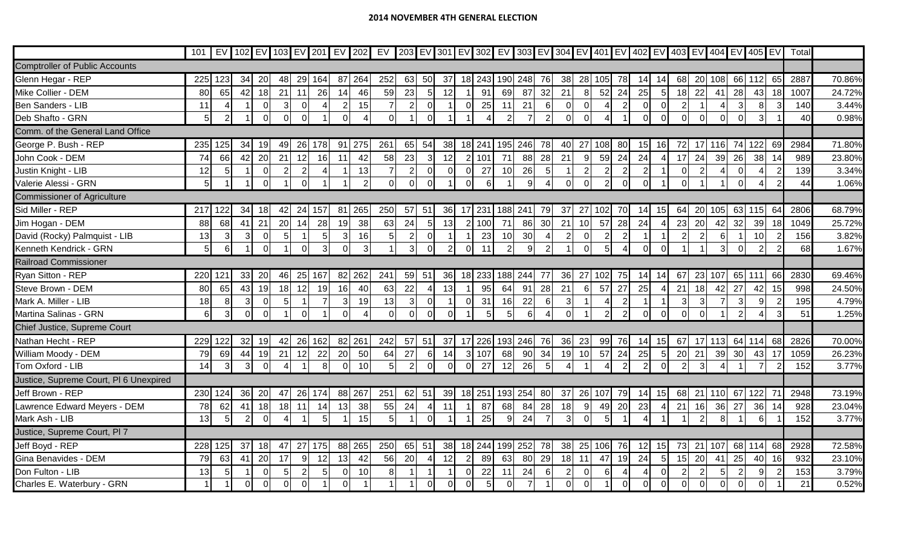**2014 NOVEMBER 4TH GENERAL ELECTION**

| | 101 | EV | 102 | EV | 103 | EV | 201 | EV | 202 | EV | 203 | EV | 301 | EV | 302 | EV | 303 | EV | 304 | EV | 401 | EV | 402 | EV | 403 | EV | 404 | EV | 405 | EV | Total | |
|---|---|---|---|---|---|---|---|---|---|---|---|---|---|---|---|---|---|---|---|---|---|---|---|---|---|---|---|---|---|---|---|---|
| Comptroller of Public Accounts | | | | | | | | | | | | | | | | | | | | | | | | | | | | | | | | |
| Glenn Hegar - REP | 225 | 123 | 34 | 20 | 48 | 29 | 164 | 87 | 264 | 252 | 63 | 50 | 37 | 18 | 243 | 190 | 248 | 76 | 38 | 28 | 105 | 78 | 14 | 14 | 68 | 20 | 108 | 66 | 112 | 65 | 2887 | 70.86% |
| Mike Collier - DEM | 80 | 65 | 42 | 18 | 21 | 11 | 26 | 14 | 46 | 59 | 23 | 5 | 12 | 1 | 91 | 69 | 87 | 32 | 21 | 8 | 52 | 24 | 25 | 5 | 18 | 22 | 41 | 28 | 43 | 18 | 1007 | 24.72% |
| Ben Sanders - LIB | 11 | 4 | 1 | 0 | 3 | 0 | 4 | 2 | 15 | 7 | 2 | 0 | 1 | 0 | 25 | 11 | 21 | 6 | 0 | 0 | 4 | 2 | 0 | 0 | 2 | 1 | 4 | 3 | 8 | 3 | 140 | 3.44% |
| Deb Shafto - GRN | 5 | 2 | 1 | 0 | 0 | 0 | 1 | 0 | 4 | 0 | 1 | 0 | 1 | 1 | 4 | 2 | 7 | 2 | 0 | 0 | 4 | 1 | 0 | 0 | 0 | 0 | 0 | 0 | 3 | 1 | 40 | 0.98% |
| Comm. of the General Land Office | | | | | | | | | | | | | | | | | | | | | | | | | | | | | | | | |
| George P. Bush - REP | 235 | 125 | 34 | 19 | 49 | 26 | 178 | 91 | 275 | 261 | 65 | 54 | 38 | 18 | 241 | 195 | 246 | 78 | 40 | 27 | 108 | 80 | 15 | 16 | 72 | 17 | 116 | 74 | 122 | 69 | 2984 | 71.80% |
| John Cook - DEM | 74 | 66 | 42 | 20 | 21 | 12 | 16 | 11 | 42 | 58 | 23 | 3 | 12 | 2 | 101 | 71 | 88 | 28 | 21 | 9 | 59 | 24 | 24 | 4 | 17 | 24 | 39 | 26 | 38 | 14 | 989 | 23.80% |
| Justin Knight - LIB | 12 | 5 | 1 | 0 | 2 | 2 | 4 | 1 | 13 | 7 | 2 | 0 | 0 | 0 | 27 | 10 | 26 | 5 | 1 | 2 | 2 | 2 | 2 | 1 | 0 | 2 | 4 | 0 | 4 | 2 | 139 | 3.34% |
| Valerie Alessi - GRN | 5 | 1 | 1 | 0 | 1 | 0 | 1 | 1 | 2 | 0 | 0 | 0 | 1 | 0 | 6 | 1 | 9 | 4 | 0 | 0 | 2 | 0 | 0 | 1 | 0 | 1 | 1 | 0 | 4 | 2 | 44 | 1.06% |
| Commissioner of Agriculture | | | | | | | | | | | | | | | | | | | | | | | | | | | | | | | | |
| Sid Miller - REP | 217 | 122 | 34 | 18 | 42 | 24 | 157 | 81 | 265 | 250 | 57 | 51 | 36 | 17 | 231 | 188 | 241 | 79 | 37 | 27 | 102 | 70 | 14 | 15 | 64 | 20 | 105 | 63 | 115 | 64 | 2806 | 68.79% |
| Jim Hogan - DEM | 88 | 68 | 41 | 21 | 20 | 14 | 28 | 19 | 38 | 63 | 24 | 5 | 13 | 2 | 100 | 71 | 86 | 30 | 21 | 10 | 57 | 28 | 24 | 4 | 23 | 20 | 42 | 32 | 39 | 18 | 1049 | 25.72% |
| David (Rocky) Palmquist - LIB | 13 | 3 | 3 | 0 | 5 | 1 | 5 | 3 | 16 | 5 | 2 | 0 | 1 | 1 | 23 | 10 | 30 | 4 | 2 | 0 | 2 | 2 | 1 | 1 | 2 | 2 | 6 | 1 | 10 | 2 | 156 | 3.82% |
| Kenneth Kendrick - GRN | 5 | 6 | 1 | 0 | 1 | 0 | 3 | 0 | 3 | 1 | 3 | 0 | 2 | 0 | 11 | 2 | 9 | 2 | 1 | 0 | 5 | 4 | 0 | 0 | 1 | 1 | 3 | 0 | 2 | 2 | 68 | 1.67% |
| Railroad Commissioner | | | | | | | | | | | | | | | | | | | | | | | | | | | | | | | | |
| Ryan Sitton - REP | 220 | 121 | 33 | 20 | 46 | 25 | 167 | 82 | 262 | 241 | 59 | 51 | 36 | 18 | 233 | 188 | 244 | 77 | 36 | 27 | 102 | 75 | 14 | 14 | 67 | 23 | 107 | 65 | 111 | 66 | 2830 | 69.46% |
| Steve Brown - DEM | 80 | 65 | 43 | 19 | 18 | 12 | 19 | 16 | 40 | 63 | 22 | 4 | 13 | 1 | 95 | 64 | 91 | 28 | 21 | 6 | 57 | 27 | 25 | 4 | 21 | 18 | 42 | 27 | 42 | 15 | 998 | 24.50% |
| Mark A. Miller - LIB | 18 | 8 | 3 | 0 | 5 | 1 | 7 | 3 | 19 | 13 | 3 | 0 | 1 | 0 | 31 | 16 | 22 | 6 | 3 | 1 | 4 | 2 | 1 | 1 | 3 | 3 | 7 | 3 | 9 | 2 | 195 | 4.79% |
| Martina Salinas - GRN | 6 | 3 | 0 | 0 | 1 | 0 | 1 | 0 | 4 | 0 | 0 | 0 | 0 | 1 | 5 | 5 | 6 | 4 | 0 | 1 | 2 | 2 | 0 | 0 | 0 | 0 | 1 | 2 | 4 | 3 | 51 | 1.25% |
| Chief Justice, Supreme Court | | | | | | | | | | | | | | | | | | | | | | | | | | | | | | | | |
| Nathan Hecht - REP | 229 | 122 | 32 | 19 | 42 | 26 | 162 | 82 | 261 | 242 | 57 | 51 | 37 | 17 | 226 | 193 | 246 | 76 | 36 | 23 | 99 | 76 | 14 | 15 | 67 | 17 | 113 | 64 | 114 | 68 | 2826 | 70.00% |
| William Moody - DEM | 79 | 69 | 44 | 19 | 21 | 12 | 22 | 20 | 50 | 64 | 27 | 6 | 14 | 3 | 107 | 68 | 90 | 34 | 19 | 10 | 57 | 24 | 25 | 5 | 20 | 21 | 39 | 30 | 43 | 17 | 1059 | 26.23% |
| Tom Oxford - LIB | 14 | 3 | 3 | 0 | 4 | 1 | 8 | 0 | 10 | 5 | 2 | 0 | 0 | 0 | 27 | 12 | 26 | 5 | 4 | 1 | 4 | 2 | 2 | 0 | 2 | 3 | 4 | 1 | 7 | 2 | 152 | 3.77% |
| Justice, Supreme Court, Pl 6 Unexpired | | | | | | | | | | | | | | | | | | | | | | | | | | | | | | | | |
| Jeff Brown - REP | 230 | 124 | 36 | 20 | 47 | 26 | 174 | 88 | 267 | 251 | 62 | 51 | 39 | 18 | 251 | 193 | 254 | 80 | 37 | 26 | 107 | 79 | 14 | 15 | 68 | 21 | 110 | 67 | 122 | 71 | 2948 | 73.19% |
| Lawrence Edward Meyers - DEM | 78 | 62 | 41 | 18 | 18 | 11 | 14 | 13 | 38 | 55 | 24 | 4 | 11 | 1 | 87 | 68 | 84 | 28 | 18 | 9 | 49 | 20 | 23 | 4 | 21 | 16 | 36 | 27 | 36 | 14 | 928 | 23.04% |
| Mark Ash - LIB | 13 | 5 | 2 | 0 | 4 | 1 | 5 | 1 | 15 | 5 | 1 | 0 | 1 | 1 | 25 | 9 | 24 | 7 | 3 | 0 | 5 | 1 | 4 | 1 | 1 | 2 | 8 | 1 | 6 | 1 | 152 | 3.77% |
| Justice, Supreme Court, Pl 7 | | | | | | | | | | | | | | | | | | | | | | | | | | | | | | | | |
| Jeff Boyd - REP | 228 | 125 | 37 | 18 | 47 | 27 | 175 | 88 | 265 | 250 | 65 | 51 | 38 | 18 | 244 | 199 | 252 | 78 | 38 | 25 | 106 | 76 | 12 | 15 | 73 | 21 | 107 | 68 | 114 | 68 | 2928 | 72.58% |
| Gina Benavides - DEM | 79 | 63 | 41 | 20 | 17 | 9 | 12 | 13 | 42 | 56 | 20 | 4 | 12 | 2 | 89 | 63 | 80 | 29 | 18 | 11 | 47 | 19 | 24 | 5 | 15 | 20 | 41 | 25 | 40 | 16 | 932 | 23.10% |
| Don Fulton - LIB | 13 | 5 | 1 | 0 | 5 | 2 | 5 | 0 | 10 | 8 | 1 | 1 | 1 | 0 | 22 | 11 | 24 | 6 | 2 | 0 | 6 | 4 | 4 | 0 | 2 | 2 | 5 | 2 | 9 | 2 | 153 | 3.79% |
| Charles E. Waterbury - GRN | 1 | 1 | 0 | 0 | 0 | 0 | 1 | 0 | 1 | 1 | 1 | 0 | 0 | 0 | 5 | 0 | 7 | 1 | 0 | 0 | 1 | 0 | 0 | 0 | 0 | 0 | 0 | 0 | 0 | 1 | 21 | 0.52% |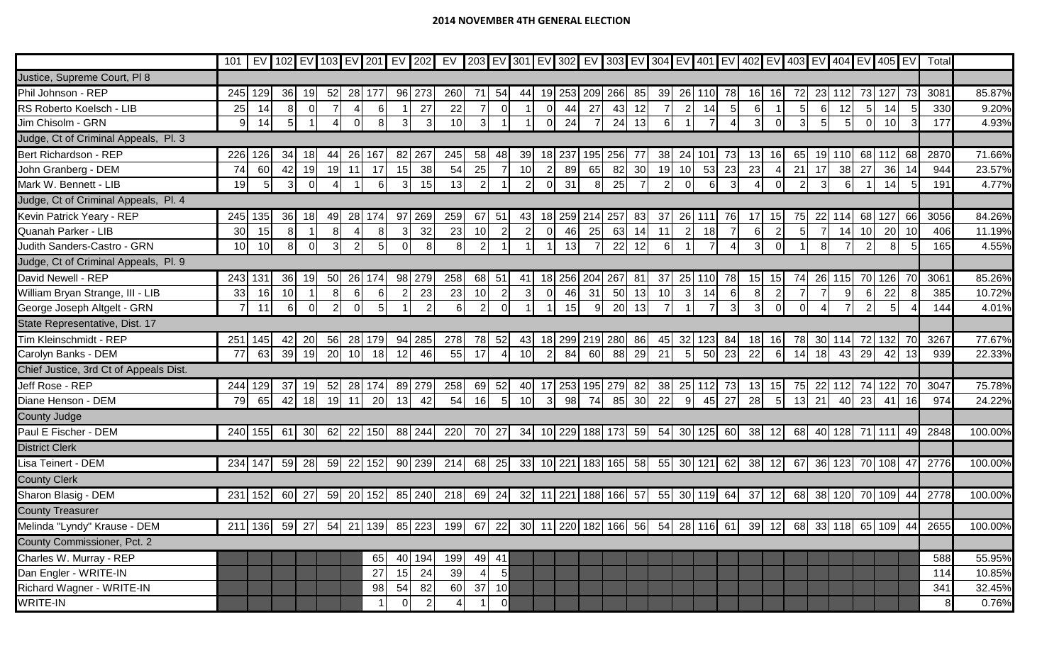## 2014 NOVEMBER 4TH GENERAL ELECTION

| | 101 | EV | 102 | EV | 103 | EV | 201 | EV | 202 | EV | 203 | EV | 301 | EV | 302 | EV | 303 | EV | 304 | EV | 401 | EV | 402 | EV | 403 | EV | 404 | EV | 405 | EV | Total | |
|---|---|---|---|---|---|---|---|---|---|---|---|---|---|---|---|---|---|---|---|---|---|---|---|---|---|---|---|---|---|---|---|---|
| Justice, Supreme Court, Pl 8 | | | | | | | | | | | | | | | | | | | | | | | | | | | | | | | | |
| Phil Johnson - REP | 245 | 129 | 36 | 19 | 52 | 28 | 177 | 96 | 273 | 260 | 71 | 54 | 44 | 19 | 253 | 209 | 266 | 85 | 39 | 26 | 110 | 78 | 16 | 16 | 72 | 23 | 112 | 73 | 127 | 73 | 3081 | 85.87% |
| RS Roberto Koelsch - LIB | 25 | 14 | 8 | 0 | 7 | 4 | 6 | 1 | 27 | 22 | 7 | 0 | 1 | 0 | 44 | 27 | 43 | 12 | 7 | 2 | 14 | 5 | 6 | 1 | 5 | 6 | 12 | 5 | 14 | 5 | 330 | 9.20% |
| Jim Chisolm - GRN | 9 | 14 | 5 | 1 | 4 | 0 | 8 | 3 | 3 | 10 | 3 | 1 | 1 | 0 | 24 | 7 | 24 | 13 | 6 | 1 | 7 | 4 | 3 | 0 | 3 | 5 | 5 | 0 | 10 | 3 | 177 | 4.93% |
| Judge, Ct of Criminal Appeals, Pl. 3 | | | | | | | | | | | | | | | | | | | | | | | | | | | | | | | | |
| Bert Richardson - REP | 226 | 126 | 34 | 18 | 44 | 26 | 167 | 82 | 267 | 245 | 58 | 48 | 39 | 18 | 237 | 195 | 256 | 77 | 38 | 24 | 101 | 73 | 13 | 16 | 65 | 19 | 110 | 68 | 112 | 68 | 2870 | 71.66% |
| John Granberg - DEM | 74 | 60 | 42 | 19 | 19 | 11 | 17 | 15 | 38 | 54 | 25 | 7 | 10 | 2 | 89 | 65 | 82 | 30 | 19 | 10 | 53 | 23 | 23 | 4 | 21 | 17 | 38 | 27 | 36 | 14 | 944 | 23.57% |
| Mark W. Bennett - LIB | 19 | 5 | 3 | 0 | 4 | 1 | 6 | 3 | 15 | 13 | 2 | 1 | 2 | 0 | 31 | 8 | 25 | 7 | 2 | 0 | 6 | 3 | 4 | 0 | 2 | 3 | 6 | 1 | 14 | 5 | 191 | 4.77% |
| Judge, Ct of Criminal Appeals, Pl. 4 | | | | | | | | | | | | | | | | | | | | | | | | | | | | | | | | |
| Kevin Patrick Yeary - REP | 245 | 135 | 36 | 18 | 49 | 28 | 174 | 97 | 269 | 259 | 67 | 51 | 43 | 18 | 259 | 214 | 257 | 83 | 37 | 26 | 111 | 76 | 17 | 15 | 75 | 22 | 114 | 68 | 127 | 66 | 3056 | 84.26% |
| Quanah Parker - LIB | 30 | 15 | 8 | 1 | 8 | 4 | 8 | 3 | 32 | 23 | 10 | 2 | 2 | 0 | 46 | 25 | 63 | 14 | 11 | 2 | 18 | 7 | 6 | 2 | 5 | 7 | 14 | 10 | 20 | 10 | 406 | 11.19% |
| Judith Sanders-Castro - GRN | 10 | 10 | 8 | 0 | 3 | 2 | 5 | 0 | 8 | 8 | 2 | 1 | 1 | 1 | 13 | 7 | 22 | 12 | 6 | 1 | 7 | 4 | 3 | 0 | 1 | 8 | 7 | 2 | 8 | 5 | 165 | 4.55% |
| Judge, Ct of Criminal Appeals, Pl. 9 | | | | | | | | | | | | | | | | | | | | | | | | | | | | | | | | |
| David Newell - REP | 243 | 131 | 36 | 19 | 50 | 26 | 174 | 98 | 279 | 258 | 68 | 51 | 41 | 18 | 256 | 204 | 267 | 81 | 37 | 25 | 110 | 78 | 15 | 15 | 74 | 26 | 115 | 70 | 126 | 70 | 3061 | 85.26% |
| William Bryan Strange, III - LIB | 33 | 16 | 10 | 1 | 8 | 6 | 6 | 2 | 23 | 23 | 10 | 2 | 3 | 0 | 46 | 31 | 50 | 13 | 10 | 3 | 14 | 6 | 8 | 2 | 7 | 7 | 9 | 6 | 22 | 8 | 385 | 10.72% |
| George Joseph Altgelt - GRN | 7 | 11 | 6 | 0 | 2 | 0 | 5 | 1 | 2 | 6 | 2 | 0 | 1 | 1 | 15 | 9 | 20 | 13 | 7 | 1 | 7 | 3 | 3 | 0 | 0 | 4 | 7 | 2 | 5 | 4 | 144 | 4.01% |
| State Representative, Dist. 17 | | | | | | | | | | | | | | | | | | | | | | | | | | | | | | | | |
| Tim Kleinschmidt - REP | 251 | 145 | 42 | 20 | 56 | 28 | 179 | 94 | 285 | 278 | 78 | 52 | 43 | 18 | 299 | 219 | 280 | 86 | 45 | 32 | 123 | 84 | 18 | 16 | 78 | 30 | 114 | 72 | 132 | 70 | 3267 | 77.67% |
| Carolyn Banks - DEM | 77 | 63 | 39 | 19 | 20 | 10 | 18 | 12 | 46 | 55 | 17 | 4 | 10 | 2 | 84 | 60 | 88 | 29 | 21 | 5 | 50 | 23 | 22 | 6 | 14 | 18 | 43 | 29 | 42 | 13 | 939 | 22.33% |
| Chief Justice, 3rd Ct of Appeals Dist. | | | | | | | | | | | | | | | | | | | | | | | | | | | | | | | | |
| Jeff Rose - REP | 244 | 129 | 37 | 19 | 52 | 28 | 174 | 89 | 279 | 258 | 69 | 52 | 40 | 17 | 253 | 195 | 279 | 82 | 38 | 25 | 112 | 73 | 13 | 15 | 75 | 22 | 112 | 74 | 122 | 70 | 3047 | 75.78% |
| Diane Henson - DEM | 79 | 65 | 42 | 18 | 19 | 11 | 20 | 13 | 42 | 54 | 16 | 5 | 10 | 3 | 98 | 74 | 85 | 30 | 22 | 9 | 45 | 27 | 28 | 5 | 13 | 21 | 40 | 23 | 41 | 16 | 974 | 24.22% |
| County Judge | | | | | | | | | | | | | | | | | | | | | | | | | | | | | | | | |
| Paul E Fischer - DEM | 240 | 155 | 61 | 30 | 62 | 22 | 150 | 88 | 244 | 220 | 70 | 27 | 34 | 10 | 229 | 188 | 173 | 59 | 54 | 30 | 125 | 60 | 38 | 12 | 68 | 40 | 128 | 71 | 111 | 49 | 2848 | 100.00% |
| District Clerk | | | | | | | | | | | | | | | | | | | | | | | | | | | | | | | | |
| Lisa Teinert - DEM | 234 | 147 | 59 | 28 | 59 | 22 | 152 | 90 | 239 | 214 | 68 | 25 | 33 | 10 | 221 | 183 | 165 | 58 | 55 | 30 | 121 | 62 | 38 | 12 | 67 | 36 | 123 | 70 | 108 | 47 | 2776 | 100.00% |
| County Clerk | | | | | | | | | | | | | | | | | | | | | | | | | | | | | | | | |
| Sharon Blasig - DEM | 231 | 152 | 60 | 27 | 59 | 20 | 152 | 85 | 240 | 218 | 69 | 24 | 32 | 11 | 221 | 188 | 166 | 57 | 55 | 30 | 119 | 64 | 37 | 12 | 68 | 38 | 120 | 70 | 109 | 44 | 2778 | 100.00% |
| County Treasurer | | | | | | | | | | | | | | | | | | | | | | | | | | | | | | | | |
| Melinda "Lyndy" Krause - DEM | 211 | 136 | 59 | 27 | 54 | 21 | 139 | 85 | 223 | 199 | 67 | 22 | 30 | 11 | 220 | 182 | 166 | 56 | 54 | 28 | 116 | 61 | 39 | 12 | 68 | 33 | 118 | 65 | 109 | 44 | 2655 | 100.00% |
| County Commissioner, Pct. 2 | | | | | | | | | | | | | | | | | | | | | | | | | | | | | | | | |
| Charles W. Murray - REP | | | | | | | 65 | 40 | 194 | 199 | 49 | 41 | | | | | | | | | | | | | | | | | | | 588 | 55.95% |
| Dan Engler - WRITE-IN | | | | | | | 27 | 15 | 24 | 39 | 4 | 5 | | | | | | | | | | | | | | | | | | | 114 | 10.85% |
| Richard Wagner - WRITE-IN | | | | | | | 98 | 54 | 82 | 60 | 37 | 10 | | | | | | | | | | | | | | | | | | | 341 | 32.45% |
| WRITE-IN | | | | | | | 1 | 0 | 2 | 4 | 1 | 0 | | | | | | | | | | | | | | | | | | | 8 | 0.76% |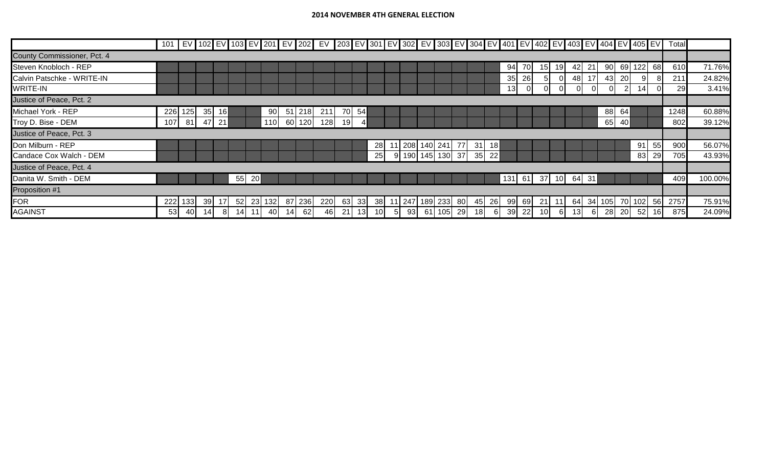# 2014 NOVEMBER 4TH GENERAL ELECTION

| | 101 | EV | 102 | EV | 103 | EV | 201 | EV | 202 | EV | 203 | EV | 301 | EV | 302 | EV | 303 | EV | 304 | EV | 401 | EV | 402 | EV | 403 | EV | 404 | EV | 405 | EV | Total | |
|---|---|---|---|---|---|---|---|---|---|---|---|---|---|---|---|---|---|---|---|---|---|---|---|---|---|---|---|---|---|---|---|---|
| County Commissioner, Pct. 4 | | | | | | | | | | | | | | | | | | | | | | | | | | | | | | | | |
| Steven Knobloch - REP | | | | | | | | | | | | | | | | | | | | | 94 | 70 | 15 | 19 | 42 | 21 | 90 | 69 | 122 | 68 | 610 | 71.76% |
| Calvin Patschke - WRITE-IN | | | | | | | | | | | | | | | | | | | | | 35 | 26 | 5 | 0 | 48 | 17 | 43 | 20 | 9 | 8 | 211 | 24.82% |
| WRITE-IN | | | | | | | | | | | | | | | | | | | | | 13 | 0 | 0 | 0 | 0 | 0 | 0 | 2 | 14 | 0 | 29 | 3.41% |
| Justice of Peace, Pct. 2 | | | | | | | | | | | | | | | | | | | | | | | | | | | | | | | | |
| Michael York - REP | 226 | 125 | 35 | 16 | | | 90 | 51 | 218 | 211 | 70 | 54 | | | | | | | | | | | | | | | 88 | 64 | | | 1248 | 60.88% |
| Troy D. Bise - DEM | 107 | 81 | 47 | 21 | | | 110 | 60 | 120 | 128 | 19 | 4 | | | | | | | | | | | | | | | 65 | 40 | | | 802 | 39.12% |
| Justice of Peace, Pct. 3 | | | | | | | | | | | | | | | | | | | | | | | | | | | | | | | | |
| Don Milburn - REP | | | | | | | | | | | | | 28 | 11 | 208 | 140 | 241 | 77 | 31 | 18 | | | | | | | | | 91 | 55 | 900 | 56.07% |
| Candace Cox Walch - DEM | | | | | | | | | | | | | 25 | 9 | 190 | 145 | 130 | 37 | 35 | 22 | | | | | | | | | 83 | 29 | 705 | 43.93% |
| Justice of Peace, Pct. 4 | | | | | | | | | | | | | | | | | | | | | | | | | | | | | | | | |
| Danita W. Smith - DEM | | | | | 55 | 20 | | | | | | | | | | | | | | | 131 | 61 | 37 | 10 | 64 | 31 | | | | | 409 | 100.00% |
| Proposition #1 | | | | | | | | | | | | | | | | | | | | | | | | | | | | | | | | |
| FOR | 222 | 133 | 39 | 17 | 52 | 23 | 132 | 87 | 236 | 220 | 63 | 33 | 38 | 11 | 247 | 189 | 233 | 80 | 45 | 26 | 99 | 69 | 21 | 11 | 64 | 34 | 105 | 70 | 102 | 56 | 2757 | 75.91% |
| AGAINST | 53 | 40 | 14 | 8 | 14 | 11 | 40 | 14 | 62 | 46 | 21 | 13 | 10 | 5 | 93 | 61 | 105 | 29 | 18 | 6 | 39 | 22 | 10 | 6 | 13 | 6 | 28 | 20 | 52 | 16 | 875 | 24.09% |